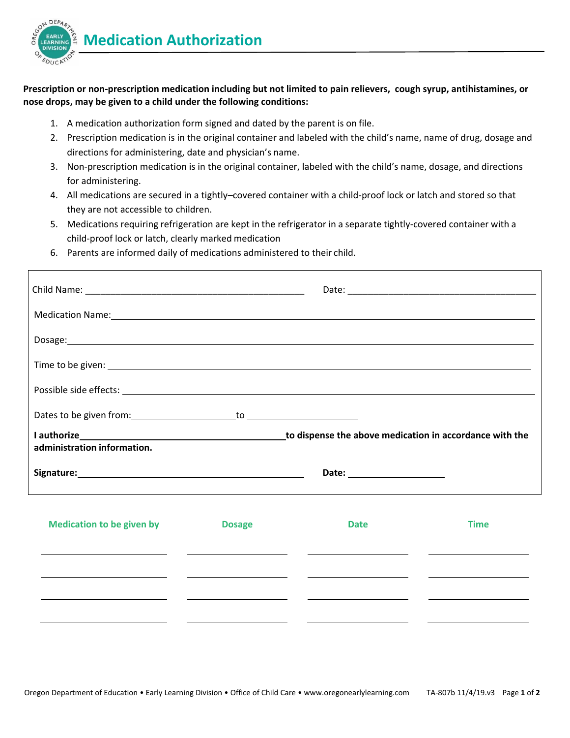# Medication Authorization

**Prescription or non-prescription medication including but not limited to pain relievers, cough syrup, antihistamines, or nose drops, may be given to a child under the following conditions:**

1. A medication authorization form signed and dated by the parent is on file.
2. Prescription medication is in the original container and labeled with the child's name, name of drug, dosage and directions for administering, date and physician's name.
3. Non-prescription medication is in the original container, labeled with the child's name, dosage, and directions for administering.
4. All medications are secured in a tightly–covered container with a child-proof lock or latch and stored so that they are not accessible to children.
5. Medications requiring refrigeration are kept in the refrigerator in a separate tightly-covered container with a child-proof lock or latch, clearly marked medication
6. Parents are informed daily of medications administered to their child.

Child Name: ____________________________________________ Date: ____________________________________

Medication Name: ____________________________________________________________________________

Dosage: ____________________________________________________________________________

Time to be given: ____________________________________________________________________________

Possible side effects: ____________________________________________________________________________

Dates to be given from: ____________________ to ____________________

**I authorize** ________________________________________ **to dispense the above medication in accordance with the administration information.**

**Signature:** ____________________________________________ **Date:** ____________________

| Medication to be given by | Dosage | Date | Time |
|---|---|---|---|
| | | | |
| | | | |
| | | | |
| | | | |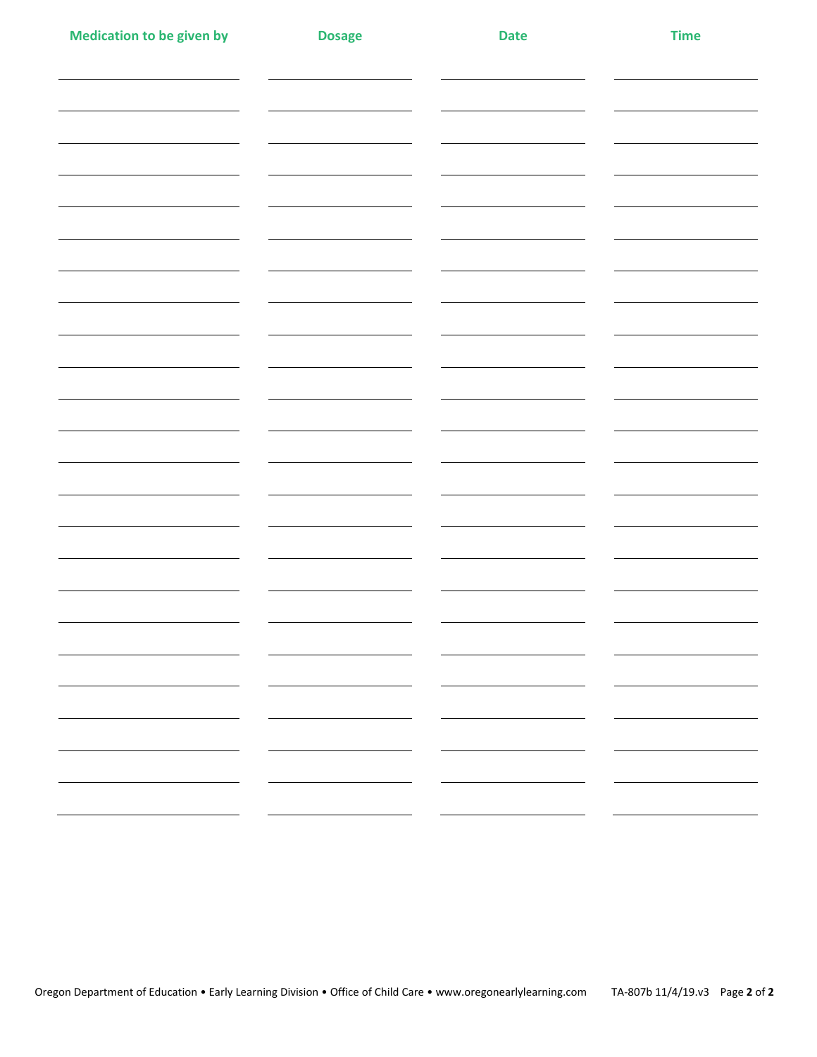| Medication to be given by | Dosage | Date | Time |
| --- | --- | --- | --- |
| | | | |
| | | | |
| | | | |
| | | | |
| | | | |
| | | | |
| | | | |
| | | | |
| | | | |
| | | | |
| | | | |
| | | | |
| | | | |
| | | | |
| | | | |
| | | | |
| | | | |
| | | | |
| | | | |
| | | | |
| | | | |
| | | | |
| | | | |
| | | | |

Oregon Department of Education • Early Learning Division • Office of Child Care • www.oregonearlylearning.com TA-807b 11/4/19.v3